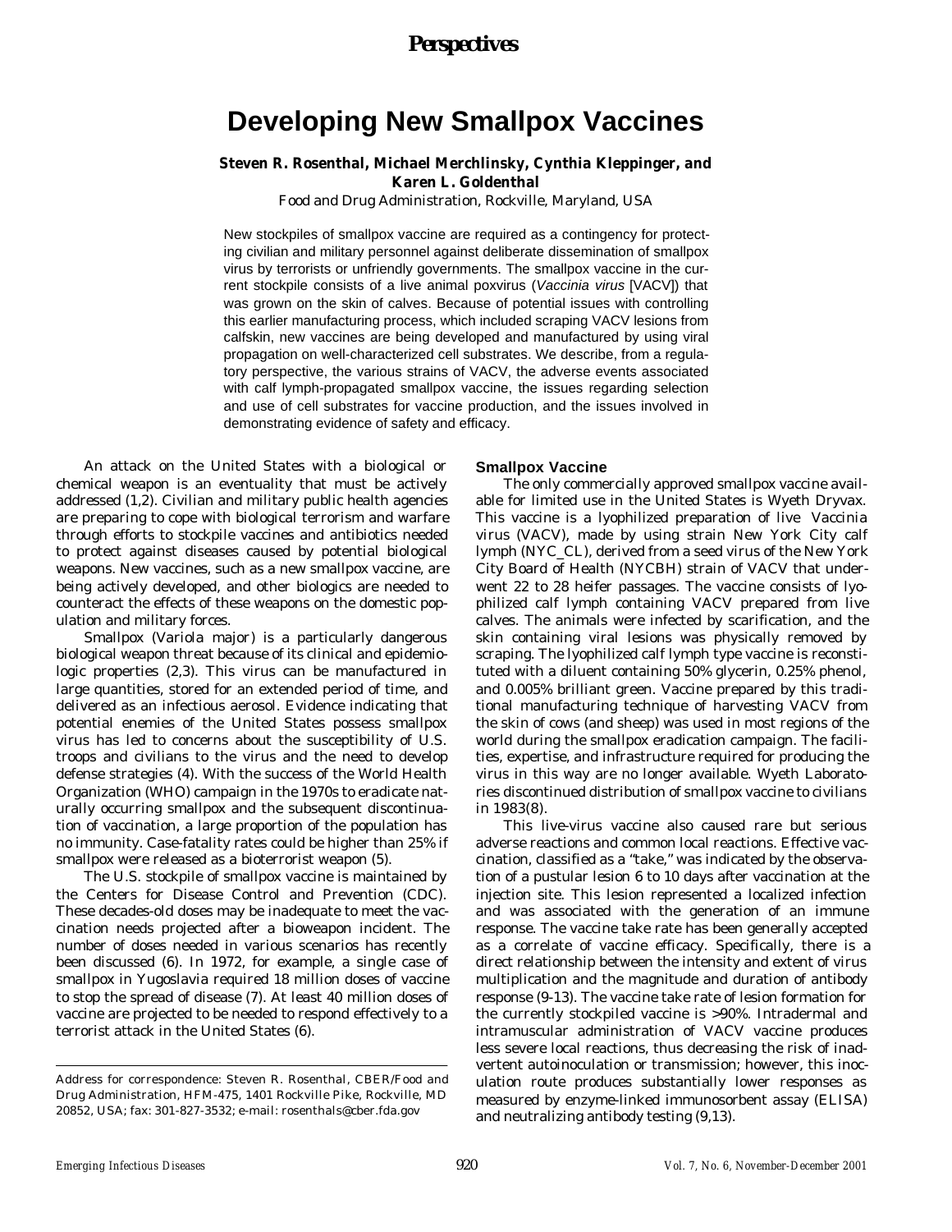*Perspectives*

# Developing New Smallpox Vaccines

**Steven R. Rosenthal, Michael Merchlinsky, Cynthia Kleppinger, and Karen L. Goldenthal**

Food and Drug Administration, Rockville, Maryland, USA

New stockpiles of smallpox vaccine are required as a contingency for protecting civilian and military personnel against deliberate dissemination of smallpox virus by terrorists or unfriendly governments. The smallpox vaccine in the current stockpile consists of a live animal poxvirus (*Vaccinia virus* [VACV]) that was grown on the skin of calves. Because of potential issues with controlling this earlier manufacturing process, which included scraping VACV lesions from calfskin, new vaccines are being developed and manufactured by using viral propagation on well-characterized cell substrates. We describe, from a regulatory perspective, the various strains of VACV, the adverse events associated with calf lymph-propagated smallpox vaccine, the issues regarding selection and use of cell substrates for vaccine production, and the issues involved in demonstrating evidence of safety and efficacy.

An attack on the United States with a biological or chemical weapon is an eventuality that must be actively addressed (1,2). Civilian and military public health agencies are preparing to cope with biological terrorism and warfare through efforts to stockpile vaccines and antibiotics needed to protect against diseases caused by potential biological weapons. New vaccines, such as a new smallpox vaccine, are being actively developed, and other biologics are needed to counteract the effects of these weapons on the domestic population and military forces.

Smallpox (Variola major) is a particularly dangerous biological weapon threat because of its clinical and epidemiologic properties (2,3). This virus can be manufactured in large quantities, stored for an extended period of time, and delivered as an infectious aerosol. Evidence indicating that potential enemies of the United States possess smallpox virus has led to concerns about the susceptibility of U.S. troops and civilians to the virus and the need to develop defense strategies (4). With the success of the World Health Organization (WHO) campaign in the 1970s to eradicate naturally occurring smallpox and the subsequent discontinuation of vaccination, a large proportion of the population has no immunity. Case-fatality rates could be higher than 25% if smallpox were released as a bioterrorist weapon (5).

The U.S. stockpile of smallpox vaccine is maintained by the Centers for Disease Control and Prevention (CDC). These decades-old doses may be inadequate to meet the vaccination needs projected after a bioweapon incident. The number of doses needed in various scenarios has recently been discussed (6). In 1972, for example, a single case of smallpox in Yugoslavia required 18 million doses of vaccine to stop the spread of disease (7). At least 40 million doses of vaccine are projected to be needed to respond effectively to a terrorist attack in the United States (6).

Address for correspondence: Steven R. Rosenthal, CBER/Food and Drug Administration, HFM-475, 1401 Rockville Pike, Rockville, MD 20852, USA; fax: 301-827-3532; e-mail: rosenthals@cber.fda.gov

## Smallpox Vaccine

The only commercially approved smallpox vaccine available for limited use in the United States is Wyeth Dryvax. This vaccine is a lyophilized preparation of live *Vaccinia virus* (VACV), made by using strain New York City calf lymph (NYC_CL), derived from a seed virus of the New York City Board of Health (NYCBH) strain of VACV that underwent 22 to 28 heifer passages. The vaccine consists of lyophilized calf lymph containing VACV prepared from live calves. The animals were infected by scarification, and the skin containing viral lesions was physically removed by scraping. The lyophilized calf lymph type vaccine is reconstituted with a diluent containing 50% glycerin, 0.25% phenol, and 0.005% brilliant green. Vaccine prepared by this traditional manufacturing technique of harvesting VACV from the skin of cows (and sheep) was used in most regions of the world during the smallpox eradication campaign. The facilities, expertise, and infrastructure required for producing the virus in this way are no longer available. Wyeth Laboratories discontinued distribution of smallpox vaccine to civilians in 1983(8).

This live-virus vaccine also caused rare but serious adverse reactions and common local reactions. Effective vaccination, classified as a "take," was indicated by the observation of a pustular lesion 6 to 10 days after vaccination at the injection site. This lesion represented a localized infection and was associated with the generation of an immune response. The vaccine take rate has been generally accepted as a correlate of vaccine efficacy. Specifically, there is a direct relationship between the intensity and extent of virus multiplication and the magnitude and duration of antibody response (9-13). The vaccine take rate of lesion formation for the currently stockpiled vaccine is >90%. Intradermal and intramuscular administration of VACV vaccine produces less severe local reactions, thus decreasing the risk of inadvertent autoinoculation or transmission; however, this inoculation route produces substantially lower responses as measured by enzyme-linked immunosorbent assay (ELISA) and neutralizing antibody testing (9,13).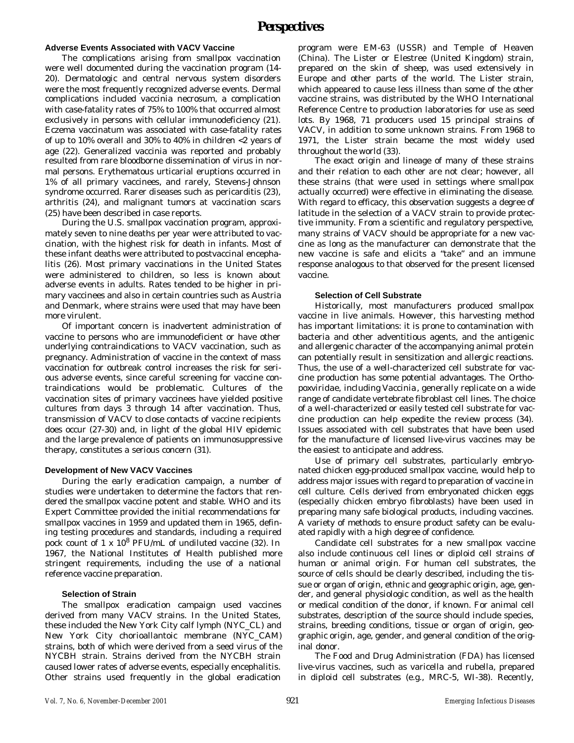### Adverse Events Associated with VACV Vaccine

The complications arising from smallpox vaccination were well documented during the vaccination program (14-20). Dermatologic and central nervous system disorders were the most frequently recognized adverse events. Dermal complications included vaccinia necrosum, a complication with case-fatality rates of 75% to 100% that occurred almost exclusively in persons with cellular immunodeficiency (21). Eczema vaccinatum was associated with case-fatality rates of up to 10% overall and 30% to 40% in children <2 years of age (22). Generalized vaccinia was reported and probably resulted from rare bloodborne dissemination of virus in normal persons. Erythematous urticarial eruptions occurred in 1% of all primary vaccinees, and rarely, Stevens-Johnson syndrome occurred. Rarer diseases such as pericarditis (23), arthritis (24), and malignant tumors at vaccination scars (25) have been described in case reports.

During the U.S. smallpox vaccination program, approximately seven to nine deaths per year were attributed to vaccination, with the highest risk for death in infants. Most of these infant deaths were attributed to postvaccinal encephalitis (26). Most primary vaccinations in the United States were administered to children, so less is known about adverse events in adults. Rates tended to be higher in primary vaccinees and also in certain countries such as Austria and Denmark, where strains were used that may have been more virulent.

Of important concern is inadvertent administration of vaccine to persons who are immunodeficient or have other underlying contraindications to VACV vaccination, such as pregnancy. Administration of vaccine in the context of mass vaccination for outbreak control increases the risk for serious adverse events, since careful screening for vaccine contraindications would be problematic. Cultures of the vaccination sites of primary vaccinees have yielded positive cultures from days 3 through 14 after vaccination. Thus, transmission of VACV to close contacts of vaccine recipients does occur (27-30) and, in light of the global HIV epidemic and the large prevalence of patients on immunosuppressive therapy, constitutes a serious concern (31).

### Development of New VACV Vaccines

During the early eradication campaign, a number of studies were undertaken to determine the factors that rendered the smallpox vaccine potent and stable. WHO and its Expert Committee provided the initial recommendations for smallpox vaccines in 1959 and updated them in 1965, defining testing procedures and standards, including a required pock count of $1 \times 10^8$ PFU/mL of undiluted vaccine (32). In 1967, the National Institutes of Health published more stringent requirements, including the use of a national reference vaccine preparation.

#### Selection of Strain

The smallpox eradication campaign used vaccines derived from many VACV strains. In the United States, these included the New York City calf lymph (NYC_CL) and New York City chorioallantoic membrane (NYC_CAM) strains, both of which were derived from a seed virus of the NYCBH strain. Strains derived from the NYCBH strain caused lower rates of adverse events, especially encephalitis. Other strains used frequently in the global eradication program were EM-63 (USSR) and Temple of Heaven (China). The Lister or Elestree (United Kingdom) strain, prepared on the skin of sheep, was used extensively in Europe and other parts of the world. The Lister strain, which appeared to cause less illness than some of the other vaccine strains, was distributed by the WHO International Reference Centre to production laboratories for use as seed lots. By 1968, 71 producers used 15 principal strains of VACV, in addition to some unknown strains. From 1968 to 1971, the Lister strain became the most widely used throughout the world (33).

The exact origin and lineage of many of these strains and their relation to each other are not clear; however, all these strains (that were used in settings where smallpox actually occurred) were effective in eliminating the disease. With regard to efficacy, this observation suggests a degree of latitude in the selection of a VACV strain to provide protective immunity. From a scientific and regulatory perspective, many strains of VACV should be appropriate for a new vaccine as long as the manufacturer can demonstrate that the new vaccine is safe and elicits a "take" and an immune response analogous to that observed for the present licensed vaccine.

#### Selection of Cell Substrate

Historically, most manufacturers produced smallpox vaccine in live animals. However, this harvesting method has important limitations: it is prone to contamination with bacteria and other adventitious agents, and the antigenic and allergenic character of the accompanying animal protein can potentially result in sensitization and allergic reactions. Thus, the use of a well-characterized cell substrate for vaccine production has some potential advantages. The Orthopoxviridae, including *Vaccinia*, generally replicate on a wide range of candidate vertebrate fibroblast cell lines. The choice of a well-characterized or easily tested cell substrate for vaccine production can help expedite the review process (34). Issues associated with cell substrates that have been used for the manufacture of licensed live-virus vaccines may be the easiest to anticipate and address.

Use of primary cell substrates, particularly embryonated chicken egg-produced smallpox vaccine, would help to address major issues with regard to preparation of vaccine in cell culture. Cells derived from embryonated chicken eggs (especially chicken embryo fibroblasts) have been used in preparing many safe biological products, including vaccines. A variety of methods to ensure product safety can be evaluated rapidly with a high degree of confidence.

Candidate cell substrates for a new smallpox vaccine also include continuous cell lines or diploid cell strains of human or animal origin. For human cell substrates, the source of cells should be clearly described, including the tissue or organ of origin, ethnic and geographic origin, age, gender, and general physiologic condition, as well as the health or medical condition of the donor, if known. For animal cell substrates, description of the source should include species, strains, breeding conditions, tissue or organ of origin, geographic origin, age, gender, and general condition of the original donor.

The Food and Drug Administration (FDA) has licensed live-virus vaccines, such as varicella and rubella, prepared in diploid cell substrates (e.g., MRC-5, WI-38). Recently,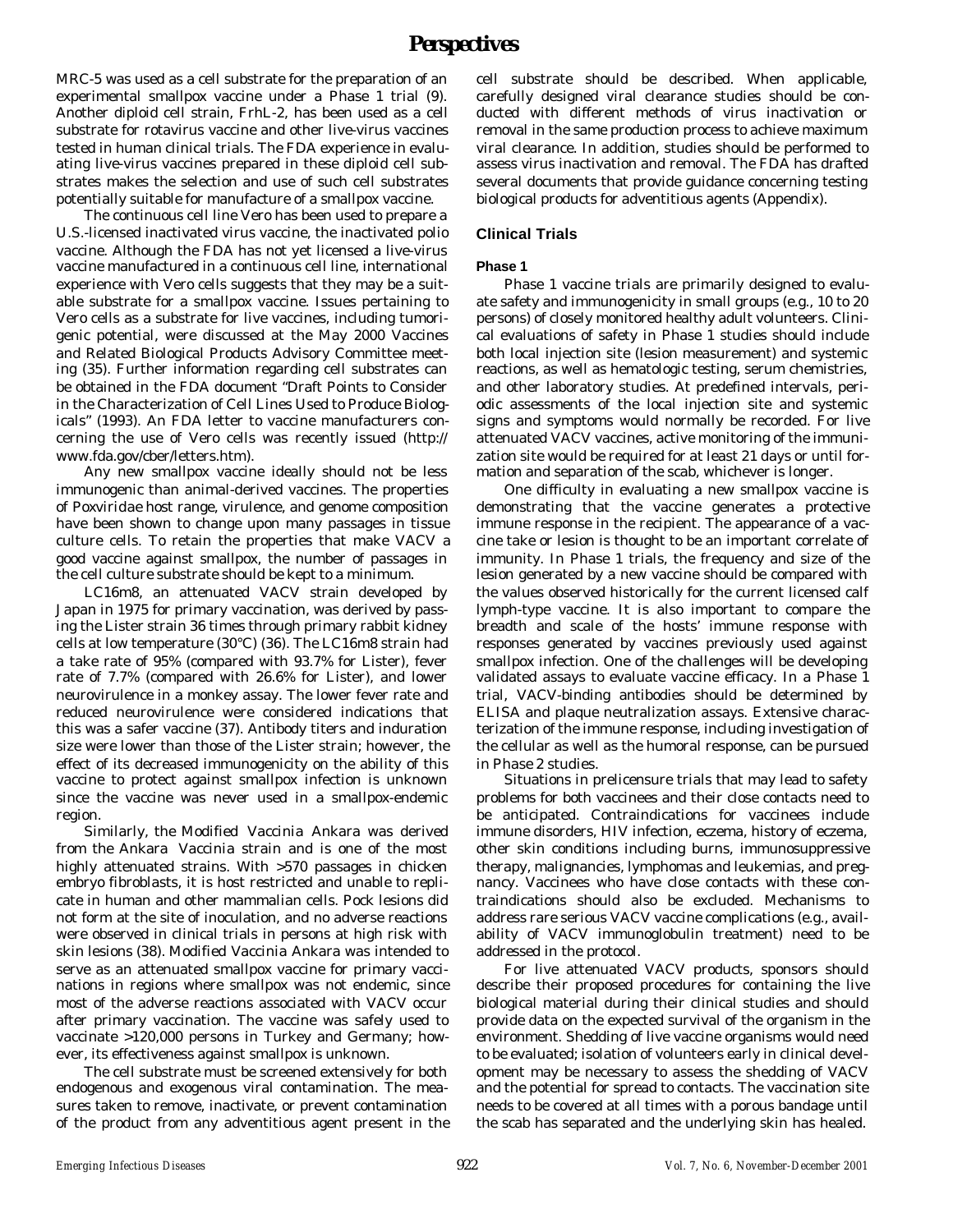MRC-5 was used as a cell substrate for the preparation of an experimental smallpox vaccine under a Phase 1 trial (9). Another diploid cell strain, FrhL-2, has been used as a cell substrate for rotavirus vaccine and other live-virus vaccines tested in human clinical trials. The FDA experience in evaluating live-virus vaccines prepared in these diploid cell substrates makes the selection and use of such cell substrates potentially suitable for manufacture of a smallpox vaccine.

The continuous cell line Vero has been used to prepare a U.S.-licensed inactivated virus vaccine, the inactivated polio vaccine. Although the FDA has not yet licensed a live-virus vaccine manufactured in a continuous cell line, international experience with Vero cells suggests that they may be a suitable substrate for a smallpox vaccine. Issues pertaining to Vero cells as a substrate for live vaccines, including tumorigenic potential, were discussed at the May 2000 Vaccines and Related Biological Products Advisory Committee meeting (35). Further information regarding cell substrates can be obtained in the FDA document "Draft Points to Consider in the Characterization of Cell Lines Used to Produce Biologicals" (1993). An FDA letter to vaccine manufacturers concerning the use of Vero cells was recently issued (http://www.fda.gov/cber/letters.htm).

Any new smallpox vaccine ideally should not be less immunogenic than animal-derived vaccines. The properties of Poxviridae host range, virulence, and genome composition have been shown to change upon many passages in tissue culture cells. To retain the properties that make VACV a good vaccine against smallpox, the number of passages in the cell culture substrate should be kept to a minimum.

LC16m8, an attenuated VACV strain developed by Japan in 1975 for primary vaccination, was derived by passing the Lister strain 36 times through primary rabbit kidney cells at low temperature (30°C) (36). The LC16m8 strain had a take rate of 95% (compared with 93.7% for Lister), fever rate of 7.7% (compared with 26.6% for Lister), and lower neurovirulence in a monkey assay. The lower fever rate and reduced neurovirulence were considered indications that this was a safer vaccine (37). Antibody titers and induration size were lower than those of the Lister strain; however, the effect of its decreased immunogenicity on the ability of this vaccine to protect against smallpox infection is unknown since the vaccine was never used in a smallpox-endemic region.

Similarly, the Modified Vaccinia Ankara was derived from the Ankara Vaccinia strain and is one of the most highly attenuated strains. With >570 passages in chicken embryo fibroblasts, it is host restricted and unable to replicate in human and other mammalian cells. Pock lesions did not form at the site of inoculation, and no adverse reactions were observed in clinical trials in persons at high risk with skin lesions (38). Modified Vaccinia Ankara was intended to serve as an attenuated smallpox vaccine for primary vaccinations in regions where smallpox was not endemic, since most of the adverse reactions associated with VACV occur after primary vaccination. The vaccine was safely used to vaccinate >120,000 persons in Turkey and Germany; however, its effectiveness against smallpox is unknown.

The cell substrate must be screened extensively for both endogenous and exogenous viral contamination. The measures taken to remove, inactivate, or prevent contamination of the product from any adventitious agent present in the cell substrate should be described. When applicable, carefully designed viral clearance studies should be conducted with different methods of virus inactivation or removal in the same production process to achieve maximum viral clearance. In addition, studies should be performed to assess virus inactivation and removal. The FDA has drafted several documents that provide guidance concerning testing biological products for adventitious agents (Appendix).

## Clinical Trials

### Phase 1

Phase 1 vaccine trials are primarily designed to evaluate safety and immunogenicity in small groups (e.g., 10 to 20 persons) of closely monitored healthy adult volunteers. Clinical evaluations of safety in Phase 1 studies should include both local injection site (lesion measurement) and systemic reactions, as well as hematologic testing, serum chemistries, and other laboratory studies. At predefined intervals, periodic assessments of the local injection site and systemic signs and symptoms would normally be recorded. For live attenuated VACV vaccines, active monitoring of the immunization site would be required for at least 21 days or until formation and separation of the scab, whichever is longer.

One difficulty in evaluating a new smallpox vaccine is demonstrating that the vaccine generates a protective immune response in the recipient. The appearance of a vaccine take or lesion is thought to be an important correlate of immunity. In Phase 1 trials, the frequency and size of the lesion generated by a new vaccine should be compared with the values observed historically for the current licensed calf lymph-type vaccine. It is also important to compare the breadth and scale of the hosts' immune response with responses generated by vaccines previously used against smallpox infection. One of the challenges will be developing validated assays to evaluate vaccine efficacy. In a Phase 1 trial, VACV-binding antibodies should be determined by ELISA and plaque neutralization assays. Extensive characterization of the immune response, including investigation of the cellular as well as the humoral response, can be pursued in Phase 2 studies.

Situations in prelicensure trials that may lead to safety problems for both vaccinees and their close contacts need to be anticipated. Contraindications for vaccinees include immune disorders, HIV infection, eczema, history of eczema, other skin conditions including burns, immunosuppressive therapy, malignancies, lymphomas and leukemias, and pregnancy. Vaccinees who have close contacts with these contraindications should also be excluded. Mechanisms to address rare serious VACV vaccine complications (e.g., availability of VACV immunoglobulin treatment) need to be addressed in the protocol.

For live attenuated VACV products, sponsors should describe their proposed procedures for containing the live biological material during their clinical studies and should provide data on the expected survival of the organism in the environment. Shedding of live vaccine organisms would need to be evaluated; isolation of volunteers early in clinical development may be necessary to assess the shedding of VACV and the potential for spread to contacts. The vaccination site needs to be covered at all times with a porous bandage until the scab has separated and the underlying skin has healed.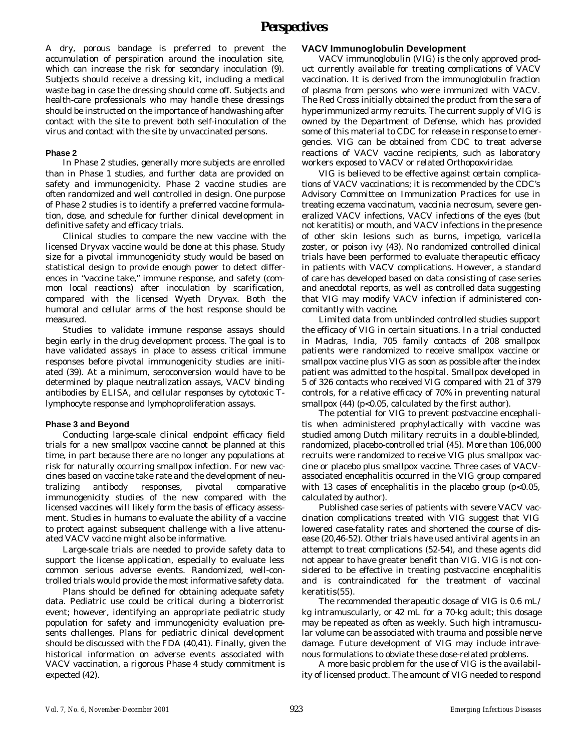A dry, porous bandage is preferred to prevent the accumulation of perspiration around the inoculation site, which can increase the risk for secondary inoculation (9). Subjects should receive a dressing kit, including a medical waste bag in case the dressing should come off. Subjects and health-care professionals who may handle these dressings should be instructed on the importance of handwashing after contact with the site to prevent both self-inoculation of the virus and contact with the site by unvaccinated persons.

#### Phase 2

In Phase 2 studies, generally more subjects are enrolled than in Phase 1 studies, and further data are provided on safety and immunogenicity. Phase 2 vaccine studies are often randomized and well controlled in design. One purpose of Phase 2 studies is to identify a preferred vaccine formulation, dose, and schedule for further clinical development in definitive safety and efficacy trials.

Clinical studies to compare the new vaccine with the licensed Dryvax vaccine would be done at this phase. Study size for a pivotal immunogenicity study would be based on statistical design to provide enough power to detect differences in "vaccine take," immune response, and safety (common local reactions) after inoculation by scarification, compared with the licensed Wyeth Dryvax. Both the humoral and cellular arms of the host response should be measured.

Studies to validate immune response assays should begin early in the drug development process. The goal is to have validated assays in place to assess critical immune responses before pivotal immunogenicity studies are initiated (39). At a minimum, seroconversion would have to be determined by plaque neutralization assays, VACV binding antibodies by ELISA, and cellular responses by cytotoxic T-lymphocyte response and lymphoproliferation assays.

#### Phase 3 and Beyond

Conducting large-scale clinical endpoint efficacy field trials for a new smallpox vaccine cannot be planned at this time, in part because there are no longer any populations at risk for naturally occurring smallpox infection. For new vaccines based on vaccine take rate and the development of neutralizing antibody responses, pivotal comparative immunogenicity studies of the new compared with the licensed vaccines will likely form the basis of efficacy assessment. Studies in humans to evaluate the ability of a vaccine to protect against subsequent challenge with a live attenuated VACV vaccine might also be informative.

Large-scale trials are needed to provide safety data to support the license application, especially to evaluate less common serious adverse events. Randomized, well-controlled trials would provide the most informative safety data.

Plans should be defined for obtaining adequate safety data. Pediatric use could be critical during a bioterrorist event; however, identifying an appropriate pediatric study population for safety and immunogenicity evaluation presents challenges. Plans for pediatric clinical development should be discussed with the FDA (40,41). Finally, given the historical information on adverse events associated with VACV vaccination, a rigorous Phase 4 study commitment is expected (42).

### VACV Immunoglobulin Development

VACV immunoglobulin (VIG) is the only approved product currently available for treating complications of VACV vaccination. It is derived from the immunoglobulin fraction of plasma from persons who were immunized with VACV. The Red Cross initially obtained the product from the sera of hyperimmunized army recruits. The current supply of VIG is owned by the Department of Defense, which has provided some of this material to CDC for release in response to emergencies. VIG can be obtained from CDC to treat adverse reactions of VACV vaccine recipients, such as laboratory workers exposed to VACV or related *Orthopoxviridae*.

VIG is believed to be effective against certain complications of VACV vaccinations; it is recommended by the CDC's Advisory Committee on Immunization Practices for use in treating eczema vaccinatum, vaccinia necrosum, severe generalized VACV infections, VACV infections of the eyes (but not keratitis) or mouth, and VACV infections in the presence of other skin lesions such as burns, impetigo, varicella zoster, or poison ivy (43). No randomized controlled clinical trials have been performed to evaluate therapeutic efficacy in patients with VACV complications. However, a standard of care has developed based on data consisting of case series and anecdotal reports, as well as controlled data suggesting that VIG may modify VACV infection if administered concomitantly with vaccine.

Limited data from unblinded controlled studies support the efficacy of VIG in certain situations. In a trial conducted in Madras, India, 705 family contacts of 208 smallpox patients were randomized to receive smallpox vaccine or smallpox vaccine plus VIG as soon as possible after the index patient was admitted to the hospital. Smallpox developed in 5 of 326 contacts who received VIG compared with 21 of 379 controls, for a relative efficacy of 70% in preventing natural smallpox (44) ($p<0.05$, calculated by the first author).

The potential for VIG to prevent postvaccine encephalitis when administered prophylactically with vaccine was studied among Dutch military recruits in a double-blinded, randomized, placebo-controlled trial (45). More than 106,000 recruits were randomized to receive VIG plus smallpox vaccine or placebo plus smallpox vaccine. Three cases of VACV-associated encephalitis occurred in the VIG group compared with 13 cases of encephalitis in the placebo group ($p<0.05$, calculated by author).

Published case series of patients with severe VACV vaccination complications treated with VIG suggest that VIG lowered case-fatality rates and shortened the course of disease (20,46-52). Other trials have used antiviral agents in an attempt to treat complications (52-54), and these agents did not appear to have greater benefit than VIG. VIG is not considered to be effective in treating postvaccine encephalitis and is contraindicated for the treatment of vaccinal keratitis(55).

The recommended therapeutic dosage of VIG is 0.6 mL/kg intramuscularly, or 42 mL for a 70-kg adult; this dosage may be repeated as often as weekly. Such high intramuscular volume can be associated with trauma and possible nerve damage. Future development of VIG may include intravenous formulations to obviate these dose-related problems.

A more basic problem for the use of VIG is the availability of licensed product. The amount of VIG needed to respond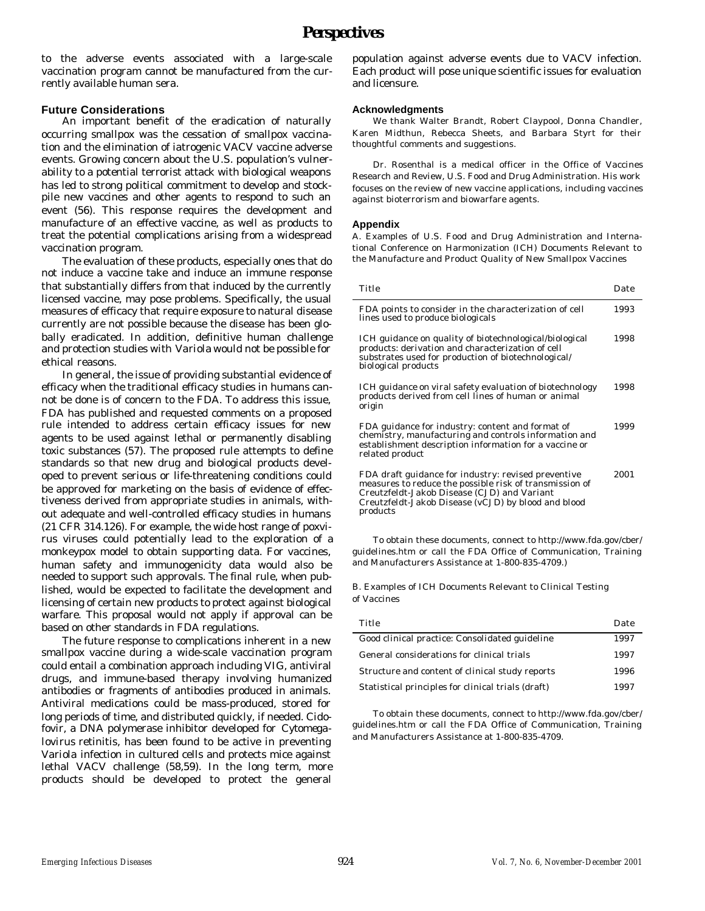to the adverse events associated with a large-scale vaccination program cannot be manufactured from the currently available human sera.

### Future Considerations

An important benefit of the eradication of naturally occurring smallpox was the cessation of smallpox vaccination and the elimination of iatrogenic VACV vaccine adverse events. Growing concern about the U.S. population's vulnerability to a potential terrorist attack with biological weapons has led to strong political commitment to develop and stockpile new vaccines and other agents to respond to such an event (56). This response requires the development and manufacture of an effective vaccine, as well as products to treat the potential complications arising from a widespread vaccination program.

The evaluation of these products, especially ones that do not induce a vaccine take and induce an immune response that substantially differs from that induced by the currently licensed vaccine, may pose problems. Specifically, the usual measures of efficacy that require exposure to natural disease currently are not possible because the disease has been globally eradicated. In addition, definitive human challenge and protection studies with *Variola* would not be possible for ethical reasons.

In general, the issue of providing substantial evidence of efficacy when the traditional efficacy studies in humans cannot be done is of concern to the FDA. To address this issue, FDA has published and requested comments on a proposed rule intended to address certain efficacy issues for new agents to be used against lethal or permanently disabling toxic substances (57). The proposed rule attempts to define standards so that new drug and biological products developed to prevent serious or life-threatening conditions could be approved for marketing on the basis of evidence of effectiveness derived from appropriate studies in animals, without adequate and well-controlled efficacy studies in humans (21 CFR 314.126). For example, the wide host range of poxvirus viruses could potentially lead to the exploration of a monkeypox model to obtain supporting data. For vaccines, human safety and immunogenicity data would also be needed to support such approvals. The final rule, when published, would be expected to facilitate the development and licensing of certain new products to protect against biological warfare. This proposal would not apply if approval can be based on other standards in FDA regulations.

The future response to complications inherent in a new smallpox vaccine during a wide-scale vaccination program could entail a combination approach including VIG, antiviral drugs, and immune-based therapy involving humanized antibodies or fragments of antibodies produced in animals. Antiviral medications could be mass-produced, stored for long periods of time, and distributed quickly, if needed. Cidofovir, a DNA polymerase inhibitor developed for *Cytomegalovirus* retinitis, has been found to be active in preventing *Variola* infection in cultured cells and protects mice against lethal VACV challenge (58,59). In the long term, more products should be developed to protect the general population against adverse events due to VACV infection. Each product will pose unique scientific issues for evaluation and licensure.

#### Acknowledgments

We thank Walter Brandt, Robert Claypool, Donna Chandler, Karen Midthun, Rebecca Sheets, and Barbara Styrt for their thoughtful comments and suggestions.

Dr. Rosenthal is a medical officer in the Office of Vaccines Research and Review, U.S. Food and Drug Administration. His work focuses on the review of new vaccine applications, including vaccines against bioterrorism and biowarfare agents.

#### Appendix

A. Examples of U.S. Food and Drug Administration and International Conference on Harmonization (ICH) Documents Relevant to the Manufacture and Product Quality of New Smallpox Vaccines

| Title | Date |
|---|---|
| FDA points to consider in the characterization of cell lines used to produce biologicals | 1993 |
| ICH guidance on quality of biotechnological/biological products: derivation and characterization of cell substrates used for production of biotechnological/biological products | 1998 |
| ICH guidance on viral safety evaluation of biotechnology products derived from cell lines of human or animal origin | 1998 |
| FDA guidance for industry: content and format of chemistry, manufacturing and controls information and establishment description information for a vaccine or related product | 1999 |
| FDA draft guidance for industry: revised preventive measures to reduce the possible risk of transmission of Creutzfeldt-Jakob Disease (CJD) and Variant Creutzfeldt-Jakob Disease (vCJD) by blood and blood products | 2001 |

To obtain these documents, connect to http://www.fda.gov/cber/guidelines.htm or call the FDA Office of Communication, Training and Manufacturers Assistance at 1-800-835-4709.)

B. Examples of ICH Documents Relevant to Clinical Testing of Vaccines

| Title | Date |
|---|---|
| Good clinical practice: Consolidated guideline | 1997 |
| General considerations for clinical trials | 1997 |
| Structure and content of clinical study reports | 1996 |
| Statistical principles for clinical trials (draft) | 1997 |

To obtain these documents, connect to http://www.fda.gov/cber/guidelines.htm or call the FDA Office of Communication, Training and Manufacturers Assistance at 1-800-835-4709.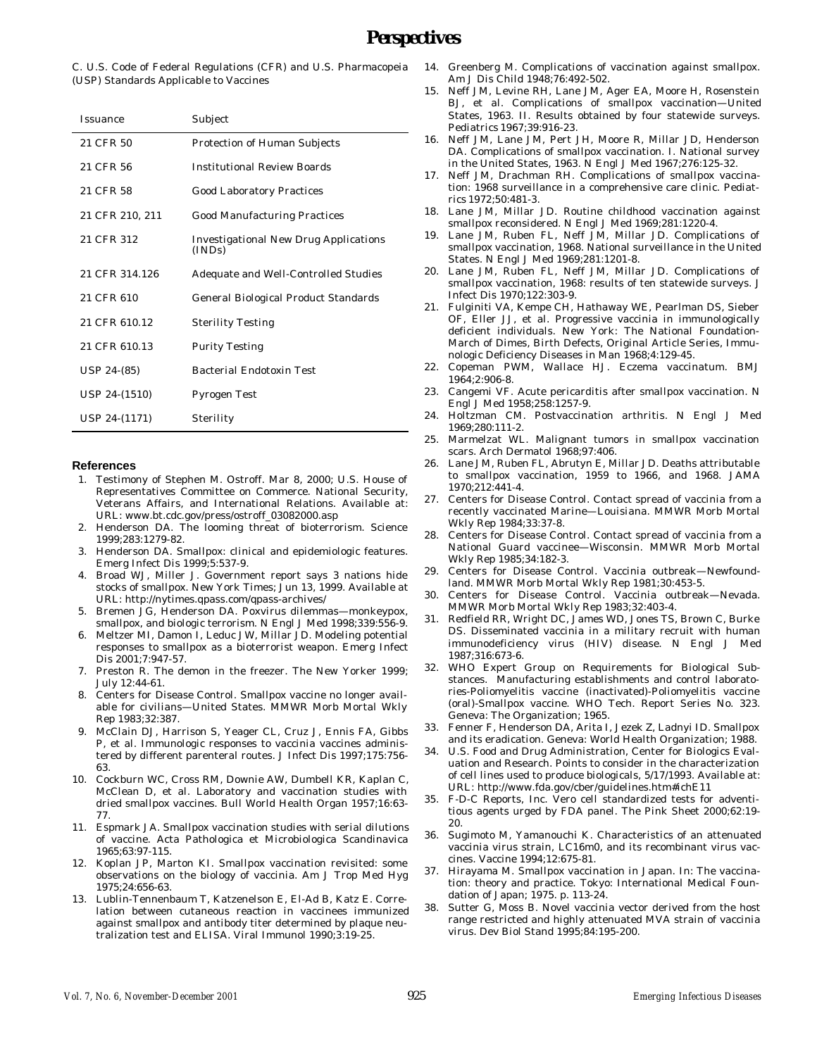C. U.S. Code of Federal Regulations (CFR) and U.S. Pharmacopeia (USP) Standards Applicable to Vaccines

| Issuance | Subject |
|---|---|
| 21 CFR 50 | Protection of Human Subjects |
| 21 CFR 56 | Institutional Review Boards |
| 21 CFR 58 | Good Laboratory Practices |
| 21 CFR 210, 211 | Good Manufacturing Practices |
| 21 CFR 312 | Investigational New Drug Applications (INDs) |
| 21 CFR 314.126 | Adequate and Well-Controlled Studies |
| 21 CFR 610 | General Biological Product Standards |
| 21 CFR 610.12 | Sterility Testing |
| 21 CFR 610.13 | Purity Testing |
| USP 24-(85) | Bacterial Endotoxin Test |
| USP 24-(1510) | Pyrogen Test |
| USP 24-(1171) | Sterility |

## References

1. Testimony of Stephen M. Ostroff. Mar 8, 2000; U.S. House of Representatives Committee on Commerce. National Security, Veterans Affairs, and International Relations. Available at: URL: www.bt.cdc.gov/press/ostroff_03082000.asp
2. Henderson DA. The looming threat of bioterrorism. Science 1999;283:1279-82.
3. Henderson DA. Smallpox: clinical and epidemiologic features. Emerg Infect Dis 1999;5:537-9.
4. Broad WJ, Miller J. Government report says 3 nations hide stocks of smallpox. New York Times; Jun 13, 1999. Available at URL: http://nytimes.qpass.com/qpass-archives/
5. Bremen JG, Henderson DA. Poxvirus dilemmas—monkeypox, smallpox, and biologic terrorism. N Engl J Med 1998;339:556-9.
6. Meltzer MI, Damon I, Leduc JW, Millar JD. Modeling potential responses to smallpox as a bioterrorist weapon. Emerg Infect Dis 2001;7:947-57.
7. Preston R. The demon in the freezer. The New Yorker 1999; July 12:44-61.
8. Centers for Disease Control. Smallpox vaccine no longer available for civilians—United States. MMWR Morb Mortal Wkly Rep 1983;32:387.
9. McClain DJ, Harrison S, Yeager CL, Cruz J, Ennis FA, Gibbs P, et al. Immunologic responses to vaccinia vaccines administered by different parenteral routes. J Infect Dis 1997;175:756-63.
10. Cockburn WC, Cross RM, Downie AW, Dumbell KR, Kaplan C, McClean D, et al. Laboratory and vaccination studies with dried smallpox vaccines. Bull World Health Organ 1957;16:63-77.
11. Espmark JA. Smallpox vaccination studies with serial dilutions of vaccine. Acta Pathologica et Microbiologica Scandinavica 1965;63:97-115.
12. Koplan JP, Marton KI. Smallpox vaccination revisited: some observations on the biology of vaccinia. Am J Trop Med Hyg 1975;24:656-63.
13. Lublin-Tennenbaum T, Katzenelson E, El-Ad B, Katz E. Correlation between cutaneous reaction in vaccinees immunized against smallpox and antibody titer determined by plaque neutralization test and ELISA. Viral Immunol 1990;3:19-25.
14. Greenberg M. Complications of vaccination against smallpox. Am J Dis Child 1948;76:492-502.
15. Neff JM, Levine RH, Lane JM, Ager EA, Moore H, Rosenstein BJ, et al. Complications of smallpox vaccination—United States, 1963. II. Results obtained by four statewide surveys. Pediatrics 1967;39:916-23.
16. Neff JM, Lane JM, Pert JH, Moore R, Millar JD, Henderson DA. Complications of smallpox vaccination. I. National survey in the United States, 1963. N Engl J Med 1967;276:125-32.
17. Neff JM, Drachman RH. Complications of smallpox vaccination: 1968 surveillance in a comprehensive care clinic. Pediatrics 1972;50:481-3.
18. Lane JM, Millar JD. Routine childhood vaccination against smallpox reconsidered. N Engl J Med 1969;281:1220-4.
19. Lane JM, Ruben FL, Neff JM, Millar JD. Complications of smallpox vaccination, 1968. National surveillance in the United States. N Engl J Med 1969;281:1201-8.
20. Lane JM, Ruben FL, Neff JM, Millar JD. Complications of smallpox vaccination, 1968: results of ten statewide surveys. J Infect Dis 1970;122:303-9.
21. Fulginiti VA, Kempe CH, Hathaway WE, Pearlman DS, Sieber OF, Eller JJ, et al. Progressive vaccinia in immunologically deficient individuals. New York: The National Foundation-March of Dimes, Birth Defects, Original Article Series, Immunologic Deficiency Diseases in Man 1968;4:129-45.
22. Copeman PWM, Wallace HJ. Eczema vaccinatum. BMJ 1964;2:906-8.
23. Cangemi VF. Acute pericarditis after smallpox vaccination. N Engl J Med 1958;258:1257-9.
24. Holtzman CM. Postvaccination arthritis. N Engl J Med 1969;280:111-2.
25. Marmelzat WL. Malignant tumors in smallpox vaccination scars. Arch Dermatol 1968;97:406.
26. Lane JM, Ruben FL, Abrutyn E, Millar JD. Deaths attributable to smallpox vaccination, 1959 to 1966, and 1968. JAMA 1970;212:441-4.
27. Centers for Disease Control. Contact spread of vaccinia from a recently vaccinated Marine—Louisiana. MMWR Morb Mortal Wkly Rep 1984;33:37-8.
28. Centers for Disease Control. Contact spread of vaccinia from a National Guard vaccinee—Wisconsin. MMWR Morb Mortal Wkly Rep 1985;34:182-3.
29. Centers for Disease Control. Vaccinia outbreak—Newfoundland. MMWR Morb Mortal Wkly Rep 1981;30:453-5.
30. Centers for Disease Control. Vaccinia outbreak—Nevada. MMWR Morb Mortal Wkly Rep 1983;32:403-4.
31. Redfield RR, Wright DC, James WD, Jones TS, Brown C, Burke DS. Disseminated vaccinia in a military recruit with human immunodeficiency virus (HIV) disease. N Engl J Med 1987;316:673-6.
32. WHO Expert Group on Requirements for Biological Substances. Manufacturing establishments and control laboratories-Poliomyelitis vaccine (inactivated)-Poliomyelitis vaccine (oral)-Smallpox vaccine. WHO Tech. Report Series No. 323. Geneva: The Organization; 1965.
33. Fenner F, Henderson DA, Arita I, Jezek Z, Ladnyi ID. Smallpox and its eradication. Geneva: World Health Organization; 1988.
34. U.S. Food and Drug Administration, Center for Biologics Evaluation and Research. Points to consider in the characterization of cell lines used to produce biologicals, 5/17/1993. Available at: URL: http://www.fda.gov/cber/guidelines.htm#ichE11
35. F-D-C Reports, Inc. Vero cell standardized tests for adventitious agents urged by FDA panel. The Pink Sheet 2000;62:19-20.
36. Sugimoto M, Yamanouchi K. Characteristics of an attenuated vaccinia virus strain, LC16m0, and its recombinant virus vaccines. Vaccine 1994;12:675-81.
37. Hirayama M. Smallpox vaccination in Japan. In: The vaccination: theory and practice. Tokyo: International Medical Foundation of Japan; 1975. p. 113-24.
38. Sutter G, Moss B. Novel vaccinia vector derived from the host range restricted and highly attenuated MVA strain of vaccinia virus. Dev Biol Stand 1995;84:195-200.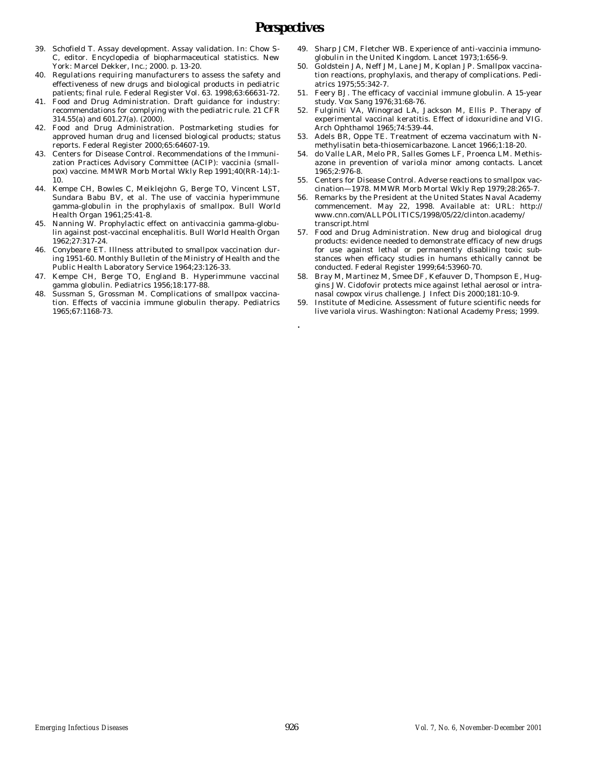39. Schofield T. Assay development. Assay validation. In: Chow S-C, editor. Encyclopedia of biopharmaceutical statistics. New York: Marcel Dekker, Inc.; 2000. p. 13-20.
40. Regulations requiring manufacturers to assess the safety and effectiveness of new drugs and biological products in pediatric patients; final rule. Federal Register Vol. 63. 1998;63:66631-72.
41. Food and Drug Administration. Draft guidance for industry: recommendations for complying with the pediatric rule. 21 CFR 314.55(a) and 601.27(a). (2000).
42. Food and Drug Administration. Postmarketing studies for approved human drug and licensed biological products; status reports. Federal Register 2000;65:64607-19.
43. Centers for Disease Control. Recommendations of the Immunization Practices Advisory Committee (ACIP): vaccinia (smallpox) vaccine. MMWR Morb Mortal Wkly Rep 1991;40(RR-14):1-10.
44. Kempe CH, Bowles C, Meiklejohn G, Berge TO, Vincent LST, Sundara Babu BV, et al. The use of vaccinia hyperimmune gamma-globulin in the prophylaxis of smallpox. Bull World Health Organ 1961;25:41-8.
45. Nanning W. Prophylactic effect on antivaccinia gamma-globulin against post-vaccinal encephalitis. Bull World Health Organ 1962;27:317-24.
46. Conybeare ET. Illness attributed to smallpox vaccination during 1951-60. Monthly Bulletin of the Ministry of Health and the Public Health Laboratory Service 1964;23:126-33.
47. Kempe CH, Berge TO, England B. Hyperimmune vaccinal gamma globulin. Pediatrics 1956;18:177-88.
48. Sussman S, Grossman M. Complications of smallpox vaccination. Effects of vaccinia immune globulin therapy. Pediatrics 1965;67:1168-73.
49. Sharp JCM, Fletcher WB. Experience of anti-vaccinia immunoglobulin in the United Kingdom. Lancet 1973;1:656-9.
50. Goldstein JA, Neff JM, Lane JM, Koplan JP. Smallpox vaccination reactions, prophylaxis, and therapy of complications. Pediatrics 1975;55:342-7.
51. Feery BJ. The efficacy of vaccinial immune globulin. A 15-year study. Vox Sang 1976;31:68-76.
52. Fulginiti VA, Winograd LA, Jackson M, Ellis P. Therapy of experimental vaccinal keratitis. Effect of idoxuridine and VIG. Arch Ophthamol 1965;74:539-44.
53. Adels BR, Oppe TE. Treatment of eczema vaccinatum with N-methylisatin beta-thiosemicarbazone. Lancet 1966;1:18-20.
54. do Valle LAR, Melo PR, Salles Gomes LF, Proenca LM. Methisazone in prevention of variola minor among contacts. Lancet 1965;2:976-8.
55. Centers for Disease Control. Adverse reactions to smallpox vaccination—1978. MMWR Morb Mortal Wkly Rep 1979;28:265-7.
56. Remarks by the President at the United States Naval Academy commencement. May 22, 1998. Available at: URL: http://www.cnn.com/ALLPOLITICS/1998/05/22/clinton.academy/transcript.html
57. Food and Drug Administration. New drug and biological drug products: evidence needed to demonstrate efficacy of new drugs for use against lethal or permanently disabling toxic substances when efficacy studies in humans ethically cannot be conducted. Federal Register 1999;64:53960-70.
58. Bray M, Martinez M, Smee DF, Kefauver D, Thompson E, Huggins JW. Cidofovir protects mice against lethal aerosol or intranasal cowpox virus challenge. J Infect Dis 2000;181:10-9.
59. Institute of Medicine. Assessment of future scientific needs for live variola virus. Washington: National Academy Press; 1999.